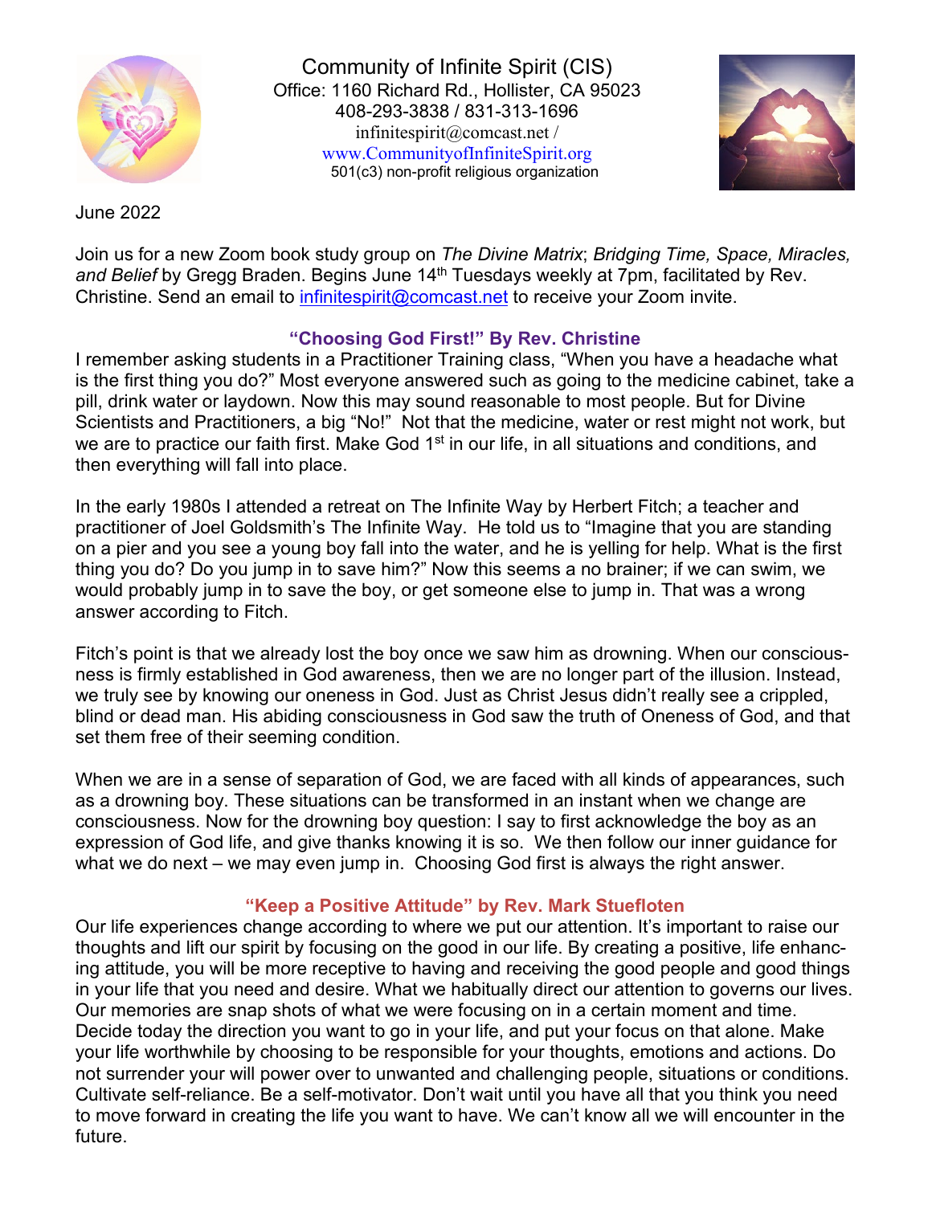# Community of Infinite Spirit (CIS)

Office: 1160 Richard Rd., Hollister, CA 95023
408-293-3838 / 831-313-1696
infinitespirit@comcast.net /
www.CommunityofInfiniteSpirit.org
501(c3) non-profit religious organization

June 2022

Join us for a new Zoom book study group on *The Divine Matrix*; *Bridging Time, Space, Miracles, and Belief* by Gregg Braden. Begins June 14th Tuesdays weekly at 7pm, facilitated by Rev. Christine. Send an email to infinitespirit@comcast.net to receive your Zoom invite.

## "Choosing God First!" By Rev. Christine

I remember asking students in a Practitioner Training class, "When you have a headache what is the first thing you do?" Most everyone answered such as going to the medicine cabinet, take a pill, drink water or laydown. Now this may sound reasonable to most people. But for Divine Scientists and Practitioners, a big "No!" Not that the medicine, water or rest might not work, but we are to practice our faith first. Make God 1st in our life, in all situations and conditions, and then everything will fall into place.

In the early 1980s I attended a retreat on The Infinite Way by Herbert Fitch; a teacher and practitioner of Joel Goldsmith's The Infinite Way. He told us to "Imagine that you are standing on a pier and you see a young boy fall into the water, and he is yelling for help. What is the first thing you do? Do you jump in to save him?" Now this seems a no brainer; if we can swim, we would probably jump in to save the boy, or get someone else to jump in. That was a wrong answer according to Fitch.

Fitch's point is that we already lost the boy once we saw him as drowning. When our consciousness is firmly established in God awareness, then we are no longer part of the illusion. Instead, we truly see by knowing our oneness in God. Just as Christ Jesus didn't really see a crippled, blind or dead man. His abiding consciousness in God saw the truth of Oneness of God, and that set them free of their seeming condition.

When we are in a sense of separation of God, we are faced with all kinds of appearances, such as a drowning boy. These situations can be transformed in an instant when we change are consciousness. Now for the drowning boy question: I say to first acknowledge the boy as an expression of God life, and give thanks knowing it is so. We then follow our inner guidance for what we do next – we may even jump in. Choosing God first is always the right answer.

## "Keep a Positive Attitude" by Rev. Mark Stuefloten

Our life experiences change according to where we put our attention. It's important to raise our thoughts and lift our spirit by focusing on the good in our life. By creating a positive, life enhancing attitude, you will be more receptive to having and receiving the good people and good things in your life that you need and desire. What we habitually direct our attention to governs our lives. Our memories are snap shots of what we were focusing on in a certain moment and time. Decide today the direction you want to go in your life, and put your focus on that alone. Make your life worthwhile by choosing to be responsible for your thoughts, emotions and actions. Do not surrender your will power over to unwanted and challenging people, situations or conditions. Cultivate self-reliance. Be a self-motivator. Don't wait until you have all that you think you need to move forward in creating the life you want to have. We can't know all we will encounter in the future.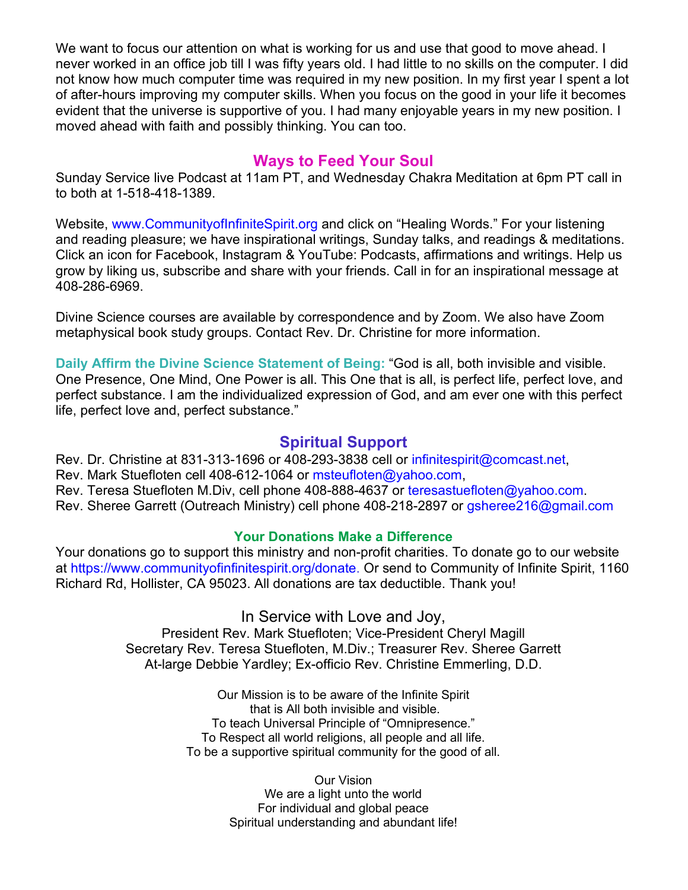We want to focus our attention on what is working for us and use that good to move ahead. I never worked in an office job till I was fifty years old. I had little to no skills on the computer. I did not know how much computer time was required in my new position. In my first year I spent a lot of after-hours improving my computer skills. When you focus on the good in your life it becomes evident that the universe is supportive of you. I had many enjoyable years in my new position. I moved ahead with faith and possibly thinking. You can too.

## Ways to Feed Your Soul

Sunday Service live Podcast at 11am PT, and Wednesday Chakra Meditation at 6pm PT call in to both at 1-518-418-1389.

Website, www.CommunityofInfiniteSpirit.org and click on "Healing Words." For your listening and reading pleasure; we have inspirational writings, Sunday talks, and readings & meditations. Click an icon for Facebook, Instagram & YouTube: Podcasts, affirmations and writings. Help us grow by liking us, subscribe and share with your friends. Call in for an inspirational message at 408-286-6969.

Divine Science courses are available by correspondence and by Zoom. We also have Zoom metaphysical book study groups. Contact Rev. Dr. Christine for more information.

**Daily Affirm the Divine Science Statement of Being:** "God is all, both invisible and visible. One Presence, One Mind, One Power is all. This One that is all, is perfect life, perfect love, and perfect substance. I am the individualized expression of God, and am ever one with this perfect life, perfect love and, perfect substance."

## Spiritual Support

Rev. Dr. Christine at 831-313-1696 or 408-293-3838 cell or infinitespirit@comcast.net,
Rev. Mark Stuefloten cell 408-612-1064 or msteufloten@yahoo.com,
Rev. Teresa Stuefloten M.Div, cell phone 408-888-4637 or teresastuefloten@yahoo.com.
Rev. Sheree Garrett (Outreach Ministry) cell phone 408-218-2897 or gsheree216@gmail.com

### Your Donations Make a Difference

Your donations go to support this ministry and non-profit charities. To donate go to our website at https://www.communityofinfinitespirit.org/donate. Or send to Community of Infinite Spirit, 1160 Richard Rd, Hollister, CA 95023. All donations are tax deductible. Thank you!

In Service with Love and Joy,
President Rev. Mark Stuefloten; Vice-President Cheryl Magill
Secretary Rev. Teresa Stuefloten, M.Div.; Treasurer Rev. Sheree Garrett
At-large Debbie Yardley; Ex-officio Rev. Christine Emmerling, D.D.

Our Mission is to be aware of the Infinite Spirit
that is All both invisible and visible.
To teach Universal Principle of "Omnipresence."
To Respect all world religions, all people and all life.
To be a supportive spiritual community for the good of all.

Our Vision
We are a light unto the world
For individual and global peace
Spiritual understanding and abundant life!